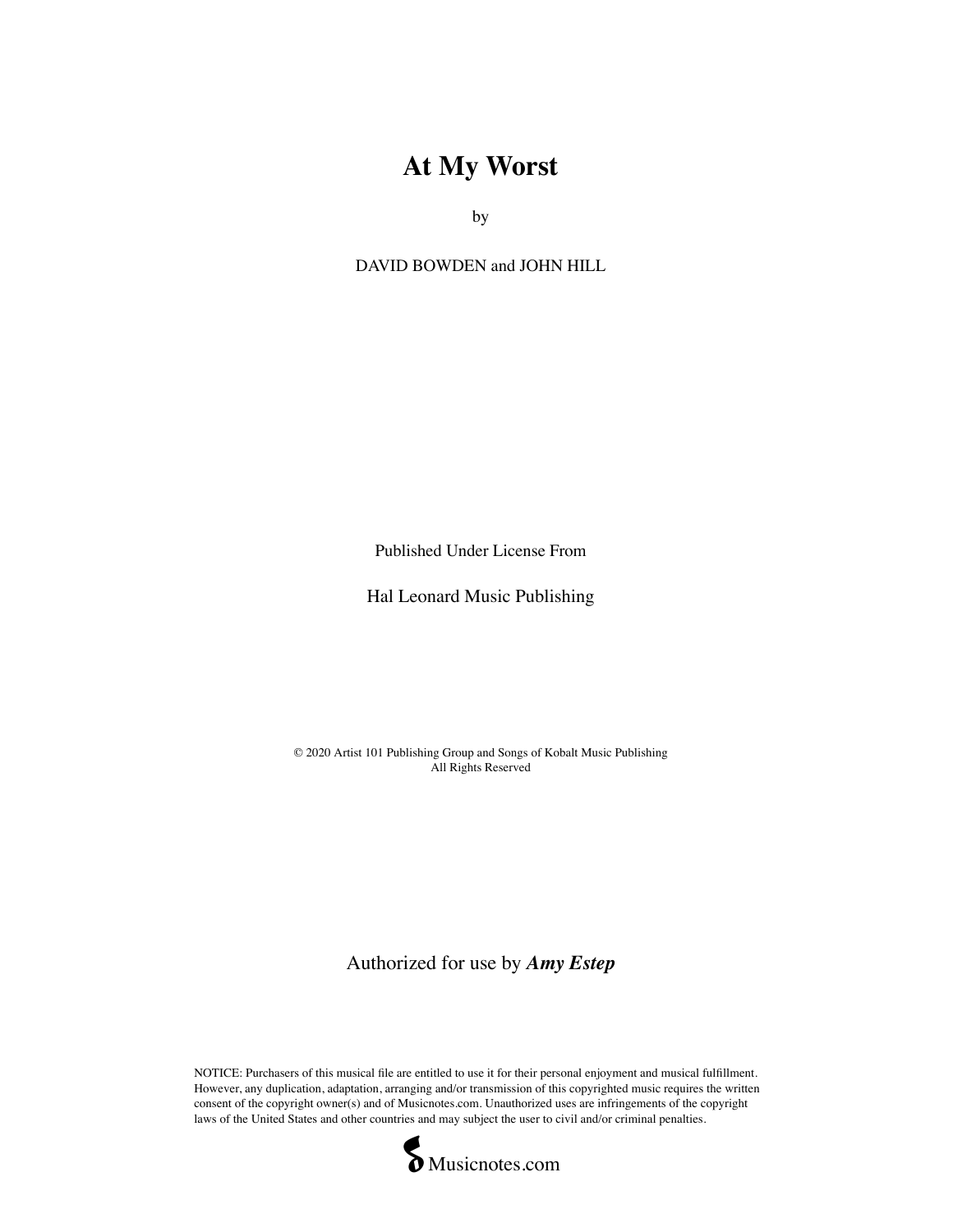# At My Worst

by

DAVID BOWDEN and JOHN HILL

Published Under License From

Hal Leonard Music Publishing

© 2020 Artist 101 Publishing Group and Songs of Kobalt Music Publishing
All Rights Reserved

Authorized for use by ***Amy Estep***

NOTICE: Purchasers of this musical file are entitled to use it for their personal enjoyment and musical fulfillment. However, any duplication, adaptation, arranging and/or transmission of this copyrighted music requires the written consent of the copyright owner(s) and of Musicnotes.com. Unauthorized uses are infringements of the copyright laws of the United States and other countries and may subject the user to civil and/or criminal penalties.

Musicnotes.com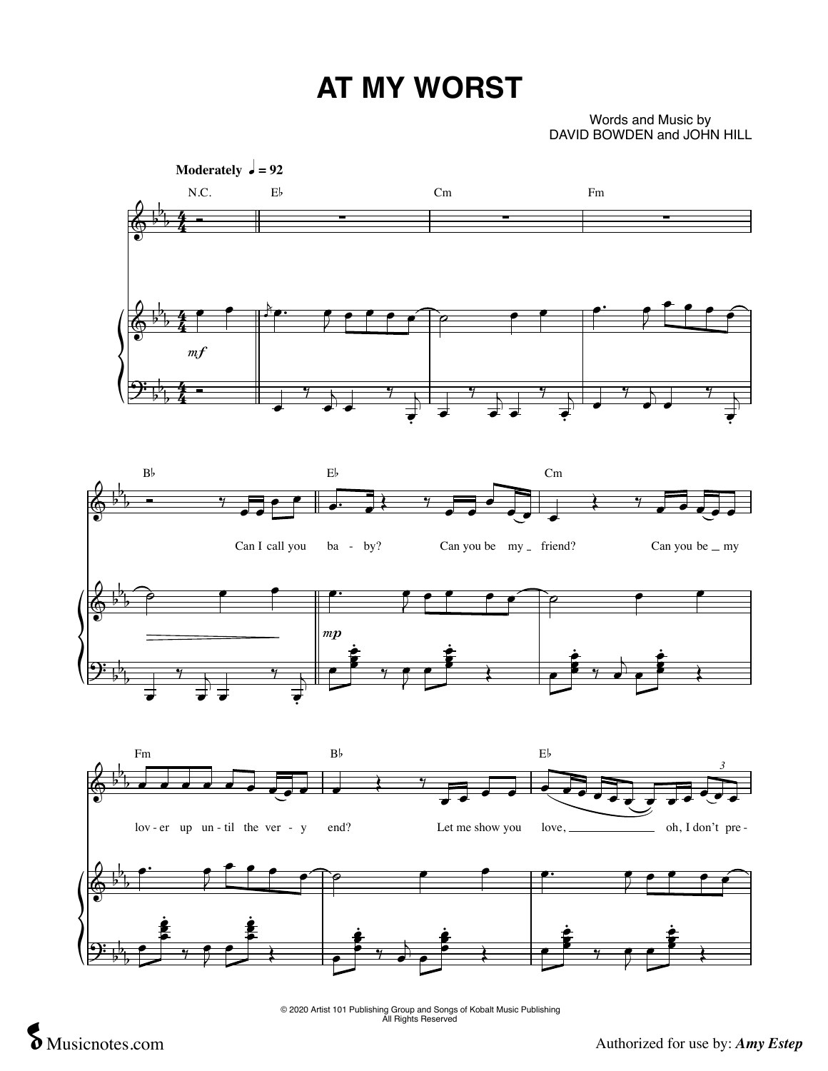# AT MY WORST

Words and Music by
DAVID BOWDEN and JOHN HILL

**Moderately** ♩ = 92

N.C. E♭ Cm Fm

*mf*

B♭ E♭ Cm

Can I call you ba - by? Can you be my friend? Can you be my

*mp*

Fm B♭ E♭

lov - er up un - til the ver - y end? Let me show you love, oh, I don't pre -

© 2020 Artist 101 Publishing Group and Songs of Kobalt Music Publishing
All Rights Reserved

Authorized for use by: *Amy Estep*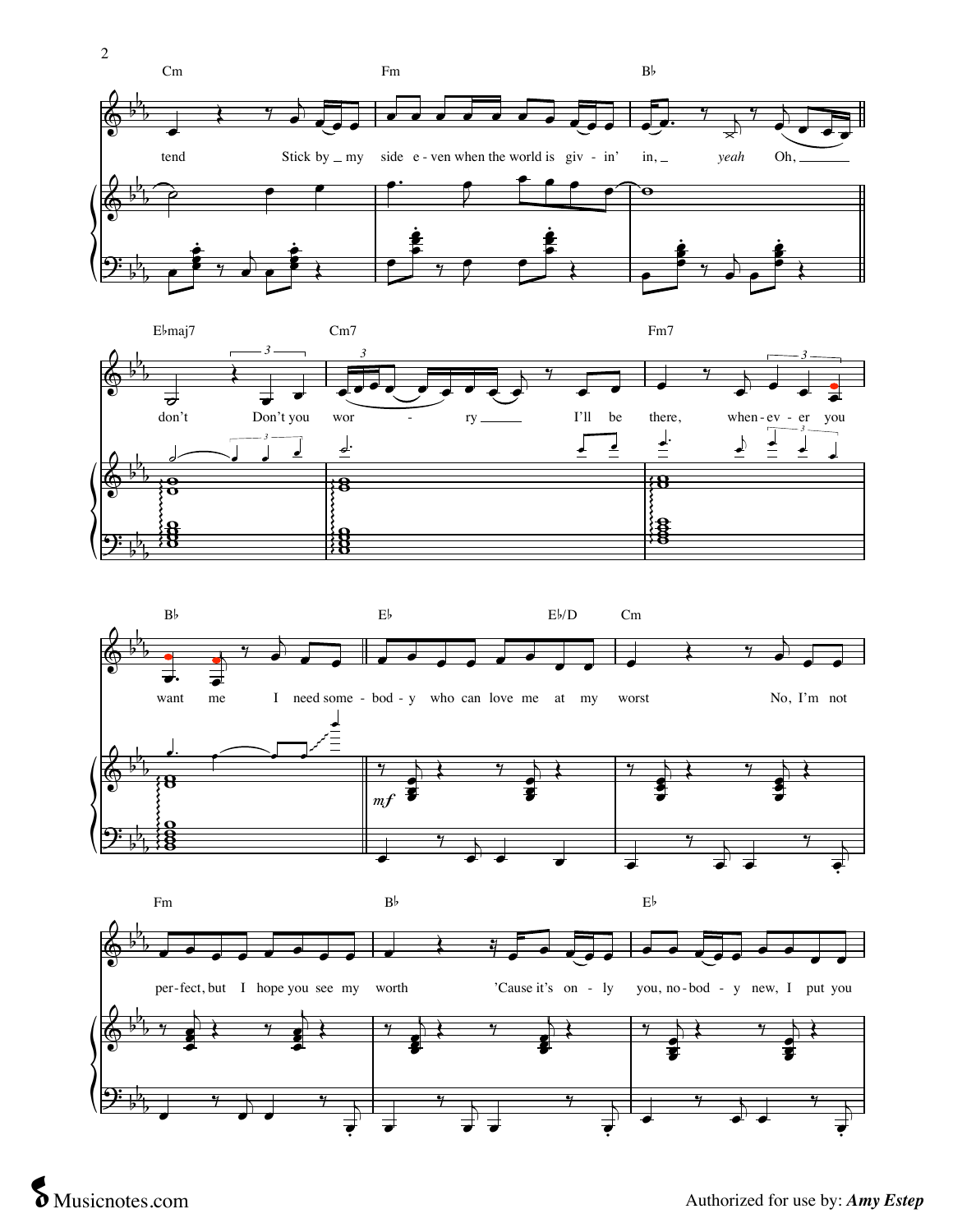Cm | Fm | B♭

tend Stick by my side even when the world is giv - in' in, *yeah* Oh,

E♭maj7 | Cm7 | Fm7

don't Don't you wor - ry I'll be there, when - ev - er you

B♭ | E♭ | E♭/D | Cm

want me I need some - bod - y who can love me at my worst No, I'm not

*mf*

Fm | B♭ | E♭

per - fect, but I hope you see my worth 'Cause it's on - ly you, no - bod - y new, I put you

Musicnotes.com

Authorized for use by: ***Amy Estep***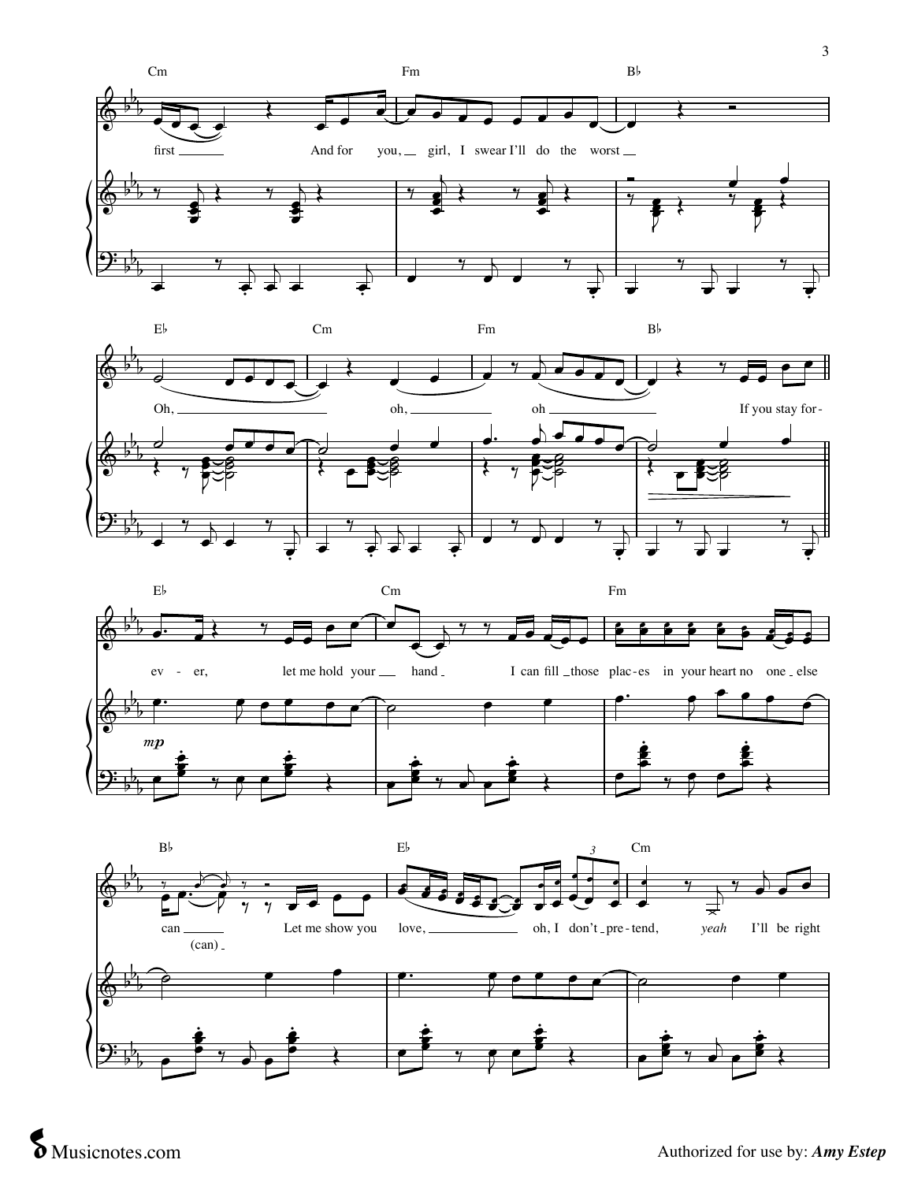Cm Fm B♭

first And for you, girl, I swear I'll do the worst

E♭ Cm Fm B♭

Oh, oh, oh If you stay for-

E♭ Cm Fm

ev - er, let me hold your hand I can fill those plac-es in your heart no one else

B♭ E♭ Cm

can (can) Let me show you love, oh, I don't pre-tend, *yeah* I'll be right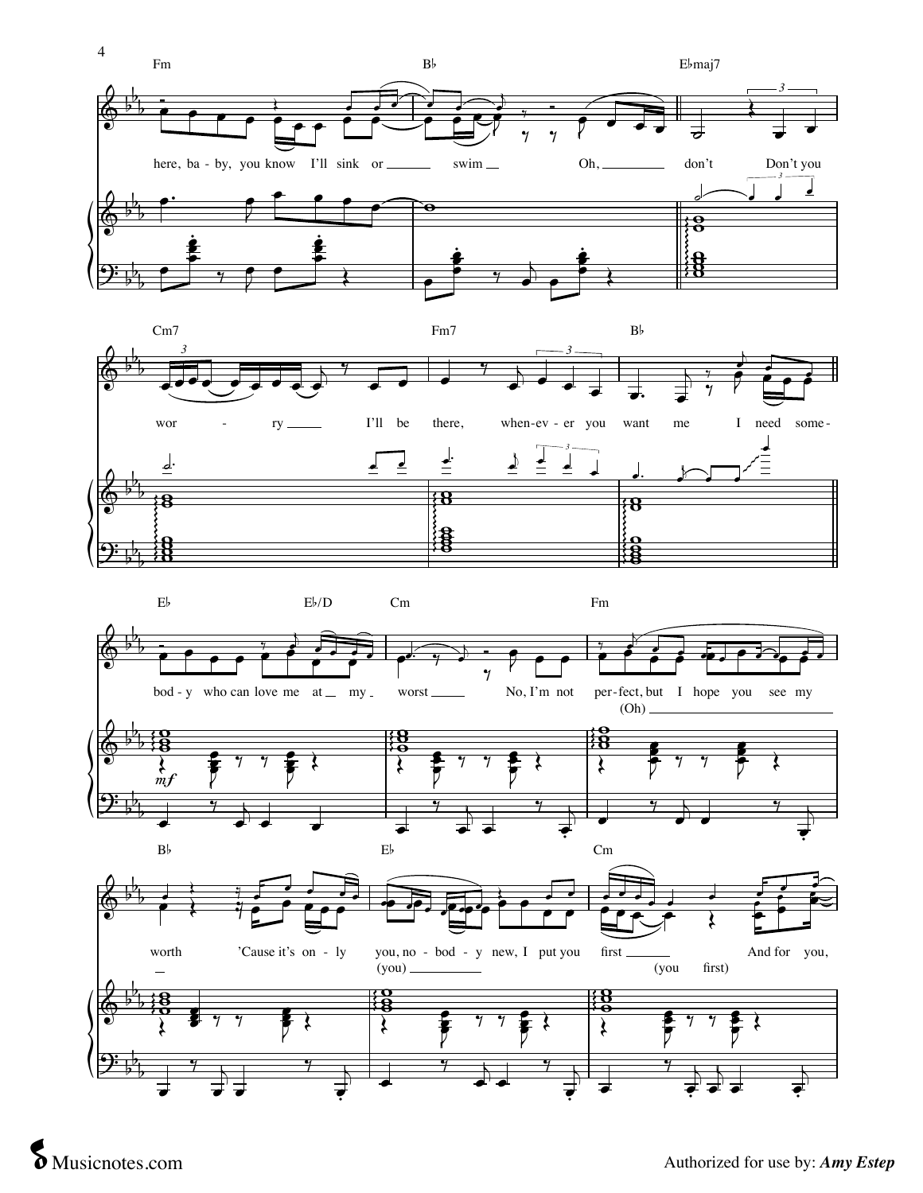Fm Bb Ebmaj7

here, ba - by, you know I'll sink or swim Oh, don't Don't you

Cm7 Fm7 Bb

wor - ry I'll be there, when-ev - er you want me I need some -

Eb Eb/D Cm Fm

bod - y who can love me at my worst No, I'm not per - fect, but I hope you see my

(Oh)

*mf*

Bb Eb Cm

worth 'Cause it's on - ly you, no - bod - y new, I put you first And for you,

(you) (you first)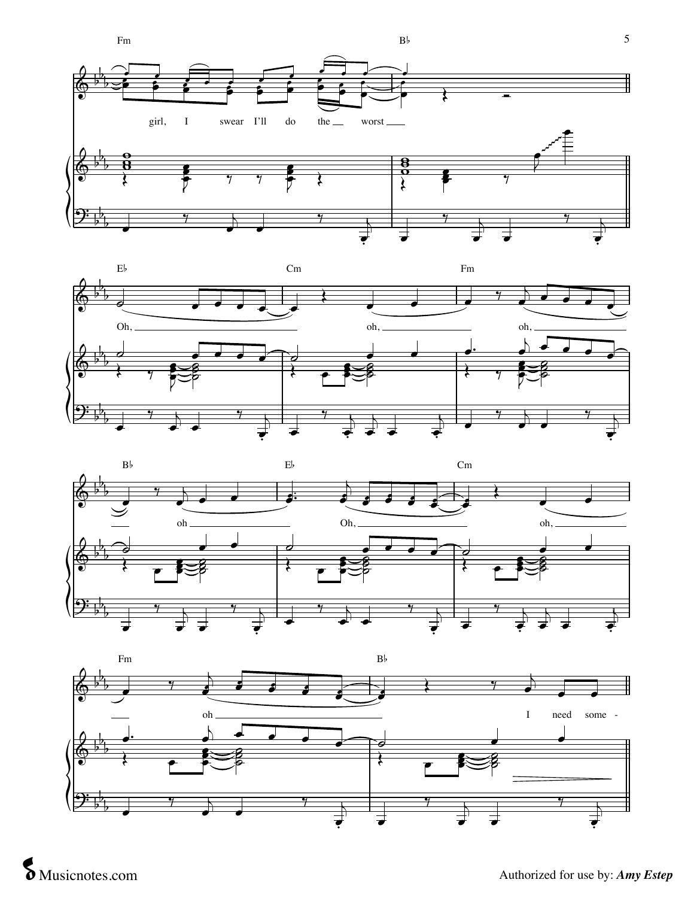Fm Bb

girl, I swear I'll do the worst

Eb Cm Fm

Oh, oh, oh,

Bb Eb Cm

oh Oh, oh,

Fm Bb

oh I need some -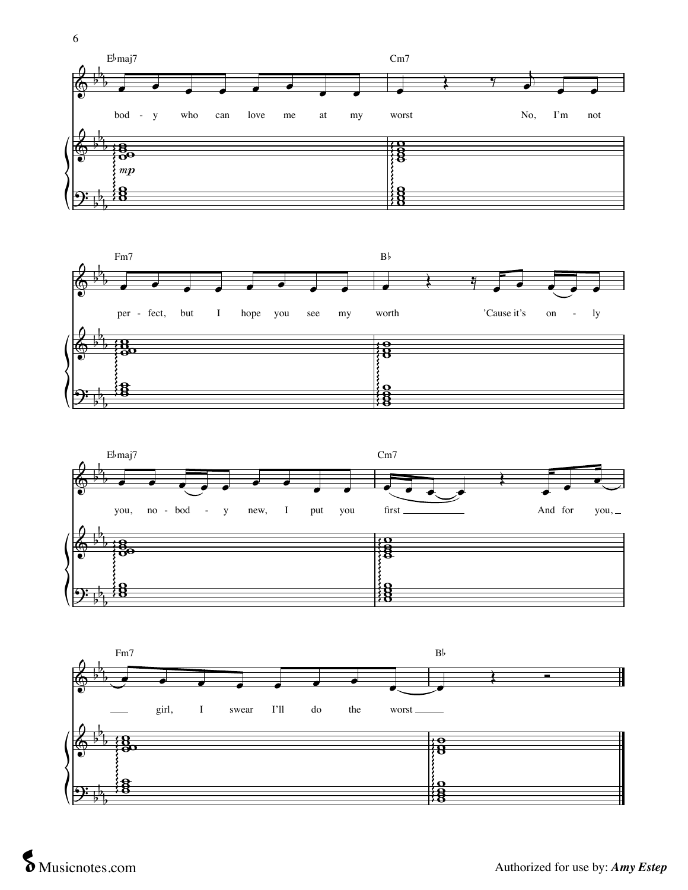E♭maj7 Cm7

bod - y who can love me at my worst No, I'm not

*mp*

Fm7 B♭

per - fect, but I hope you see my worth 'Cause it's on - ly

E♭maj7 Cm7

you, no - bod - y new, I put you first And for you,

Fm7 B♭

girl, I swear I'll do the worst